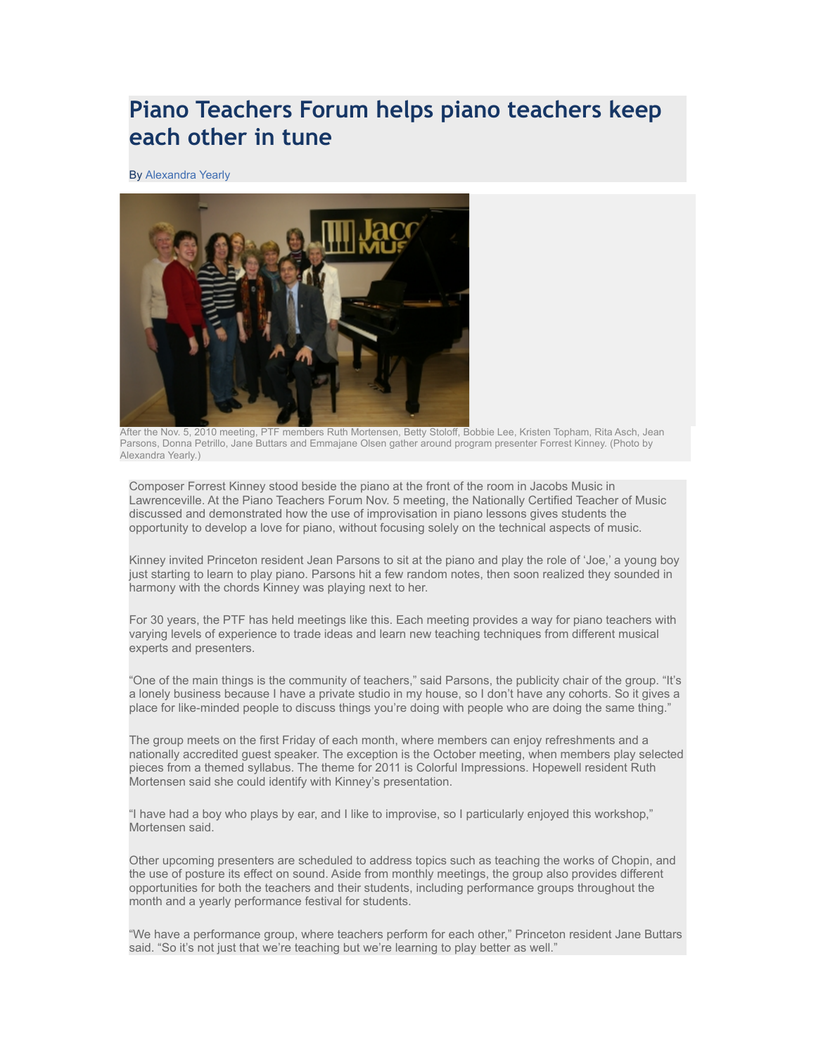# Piano Teachers Forum helps piano teachers keep each other in tune

By Alexandra Yearly

After the Nov. 5, 2010 meeting, PTF members Ruth Mortensen, Betty Stoloff, Bobbie Lee, Kristen Topham, Rita Asch, Jean Parsons, Donna Petrillo, Jane Buttars and Emmajane Olsen gather around program presenter Forrest Kinney. (Photo by Alexandra Yearly.)

Composer Forrest Kinney stood beside the piano at the front of the room in Jacobs Music in Lawrenceville. At the Piano Teachers Forum Nov. 5 meeting, the Nationally Certified Teacher of Music discussed and demonstrated how the use of improvisation in piano lessons gives students the opportunity to develop a love for piano, without focusing solely on the technical aspects of music.

Kinney invited Princeton resident Jean Parsons to sit at the piano and play the role of 'Joe,' a young boy just starting to learn to play piano. Parsons hit a few random notes, then soon realized they sounded in harmony with the chords Kinney was playing next to her.

For 30 years, the PTF has held meetings like this. Each meeting provides a way for piano teachers with varying levels of experience to trade ideas and learn new teaching techniques from different musical experts and presenters.

"One of the main things is the community of teachers," said Parsons, the publicity chair of the group. "It's a lonely business because I have a private studio in my house, so I don't have any cohorts. So it gives a place for like-minded people to discuss things you're doing with people who are doing the same thing."

The group meets on the first Friday of each month, where members can enjoy refreshments and a nationally accredited guest speaker. The exception is the October meeting, when members play selected pieces from a themed syllabus. The theme for 2011 is Colorful Impressions. Hopewell resident Ruth Mortensen said she could identify with Kinney's presentation.

"I have had a boy who plays by ear, and I like to improvise, so I particularly enjoyed this workshop," Mortensen said.

Other upcoming presenters are scheduled to address topics such as teaching the works of Chopin, and the use of posture its effect on sound. Aside from monthly meetings, the group also provides different opportunities for both the teachers and their students, including performance groups throughout the month and a yearly performance festival for students.

"We have a performance group, where teachers perform for each other," Princeton resident Jane Buttars said. "So it's not just that we're teaching but we're learning to play better as well."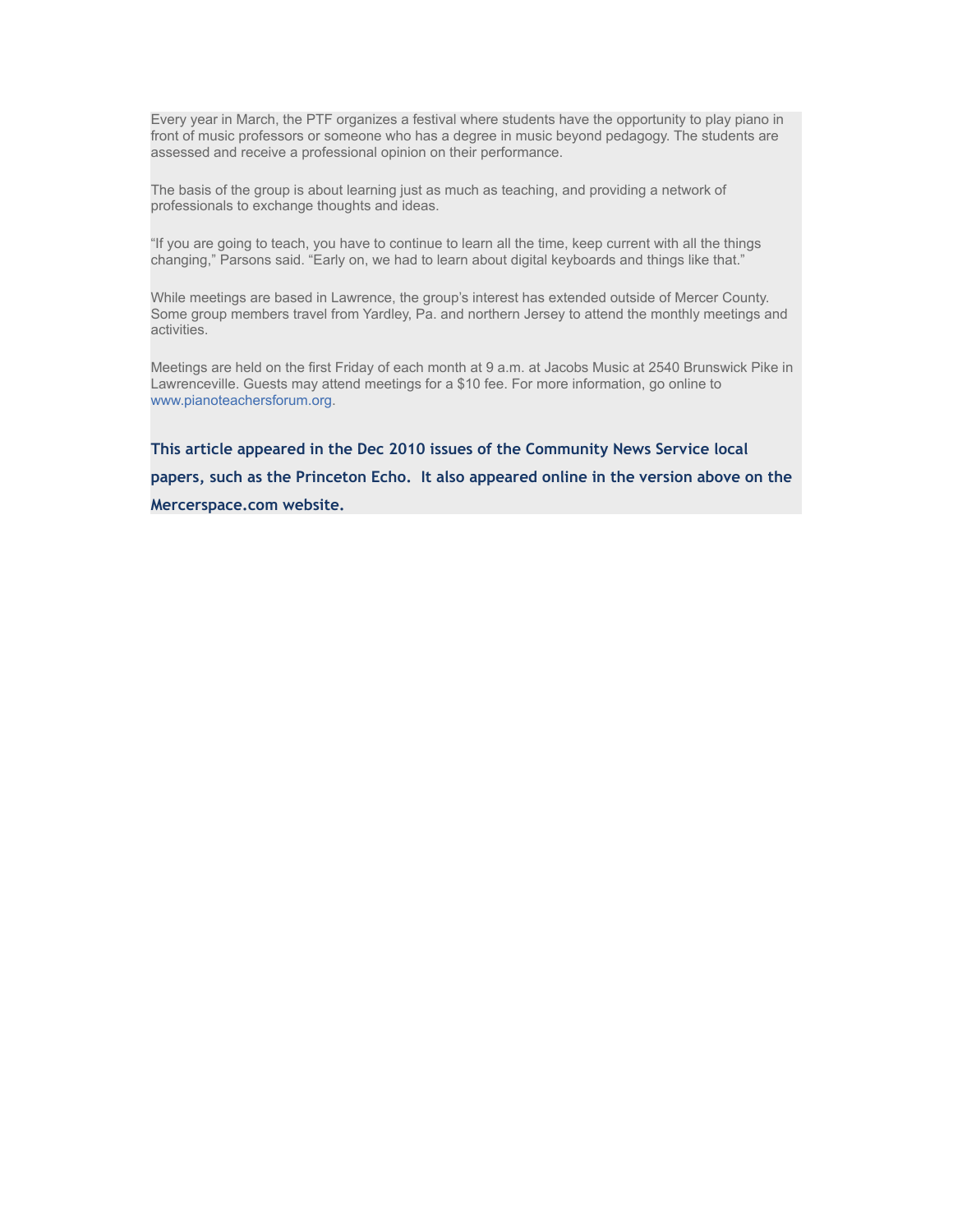Every year in March, the PTF organizes a festival where students have the opportunity to play piano in front of music professors or someone who has a degree in music beyond pedagogy. The students are assessed and receive a professional opinion on their performance.

The basis of the group is about learning just as much as teaching, and providing a network of professionals to exchange thoughts and ideas.

"If you are going to teach, you have to continue to learn all the time, keep current with all the things changing," Parsons said. "Early on, we had to learn about digital keyboards and things like that."

While meetings are based in Lawrence, the group's interest has extended outside of Mercer County. Some group members travel from Yardley, Pa. and northern Jersey to attend the monthly meetings and activities.

Meetings are held on the first Friday of each month at 9 a.m. at Jacobs Music at 2540 Brunswick Pike in Lawrenceville. Guests may attend meetings for a $10 fee. For more information, go online to www.pianoteachersforum.org.

**This article appeared in the Dec 2010 issues of the Community News Service local papers, such as the Princeton Echo. It also appeared online in the version above on the Mercerspace.com website.**